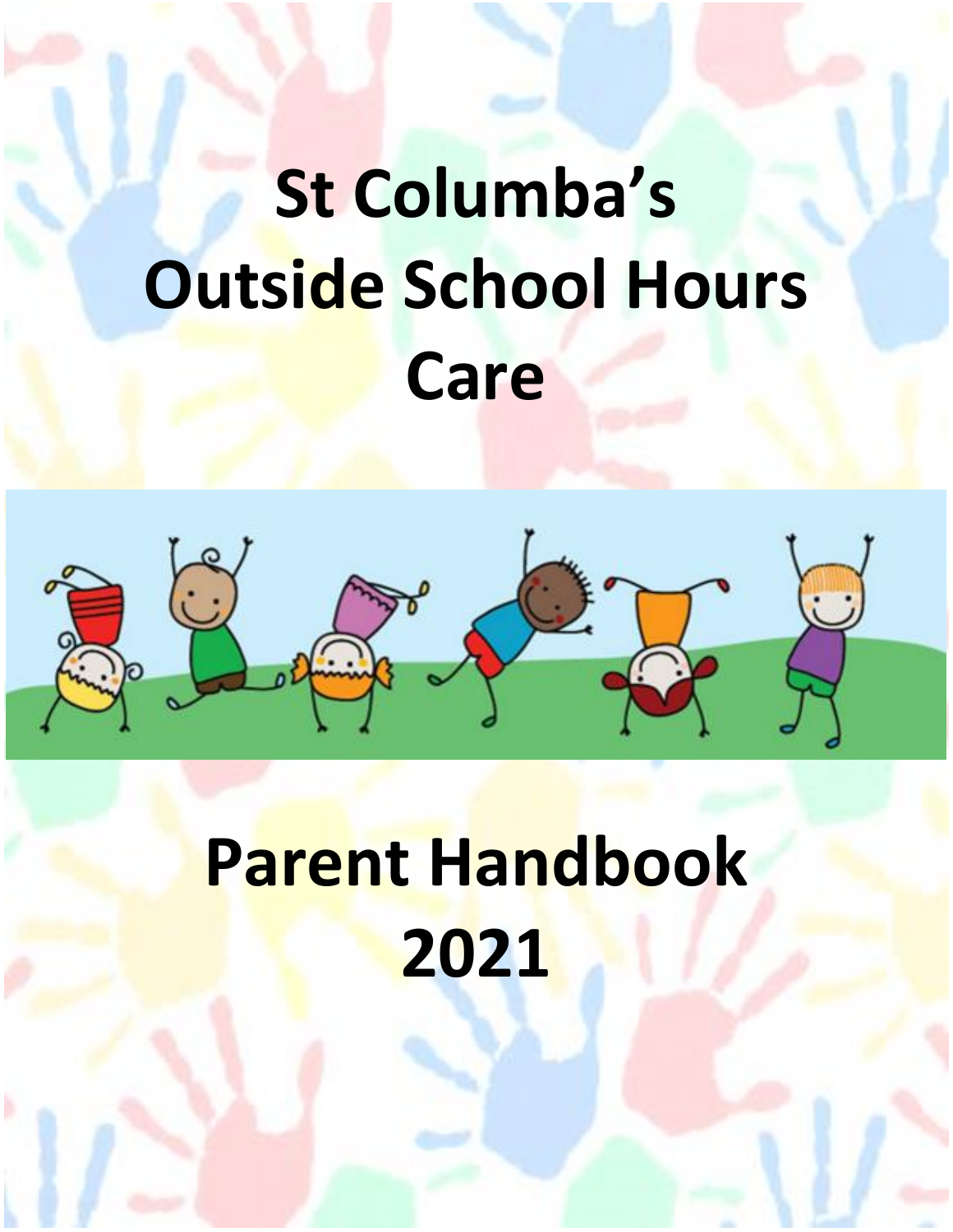# St Columba's Outside School Hours Care

# Parent Handbook 2021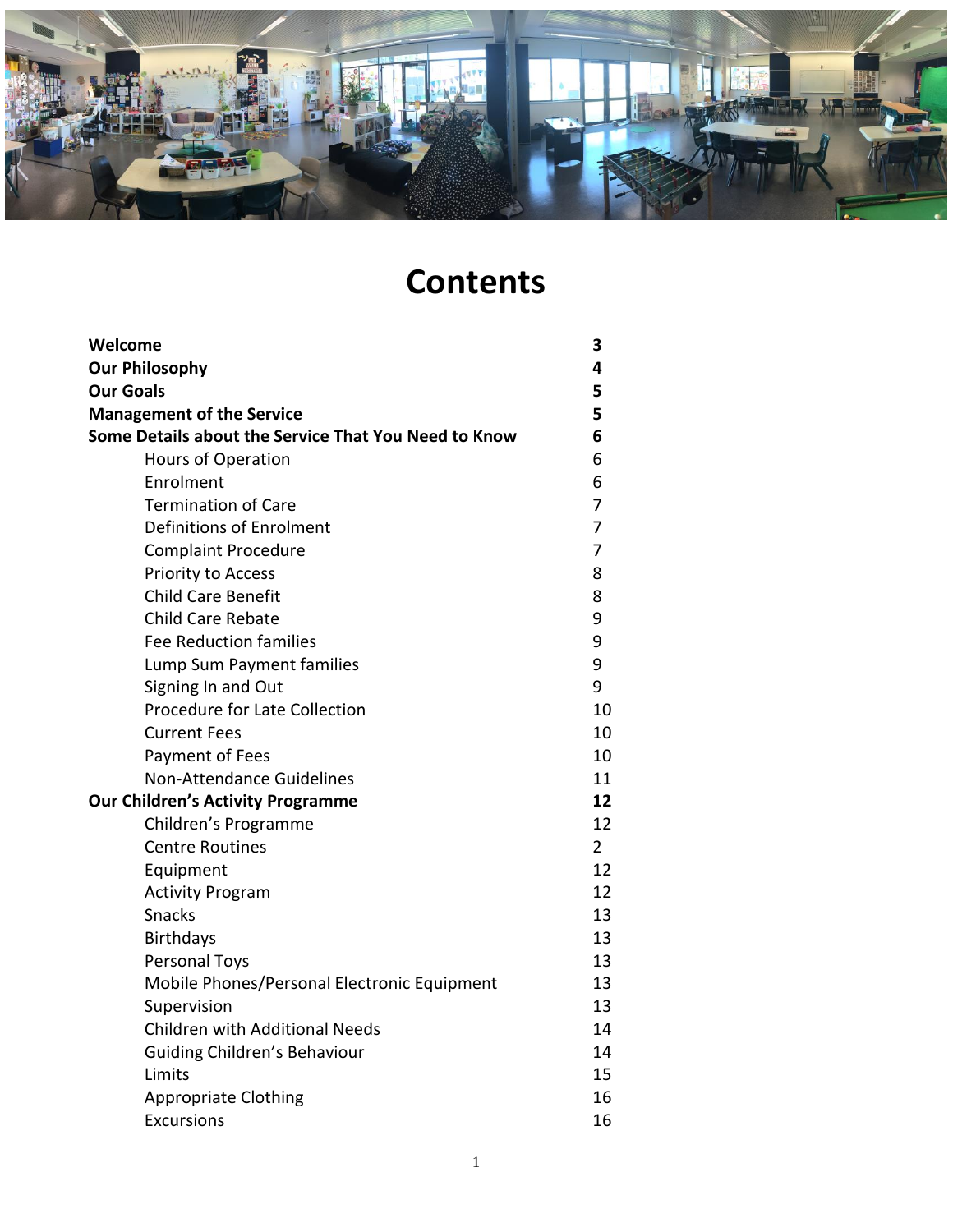# Contents

| | |
|---|---|
| **Welcome** | **3** |
| **Our Philosophy** | **4** |
| **Our Goals** | **5** |
| **Management of the Service** | **5** |
| **Some Details about the Service That You Need to Know** | **6** |
| Hours of Operation | 6 |
| Enrolment | 6 |
| Termination of Care | 7 |
| Definitions of Enrolment | 7 |
| Complaint Procedure | 7 |
| Priority to Access | 8 |
| Child Care Benefit | 8 |
| Child Care Rebate | 9 |
| Fee Reduction families | 9 |
| Lump Sum Payment families | 9 |
| Signing In and Out | 9 |
| Procedure for Late Collection | 10 |
| Current Fees | 10 |
| Payment of Fees | 10 |
| Non-Attendance Guidelines | 11 |
| **Our Children's Activity Programme** | **12** |
| Children's Programme | 12 |
| Centre Routines | 2 |
| Equipment | 12 |
| Activity Program | 12 |
| Snacks | 13 |
| Birthdays | 13 |
| Personal Toys | 13 |
| Mobile Phones/Personal Electronic Equipment | 13 |
| Supervision | 13 |
| Children with Additional Needs | 14 |
| Guiding Children's Behaviour | 14 |
| Limits | 15 |
| Appropriate Clothing | 16 |
| Excursions | 16 |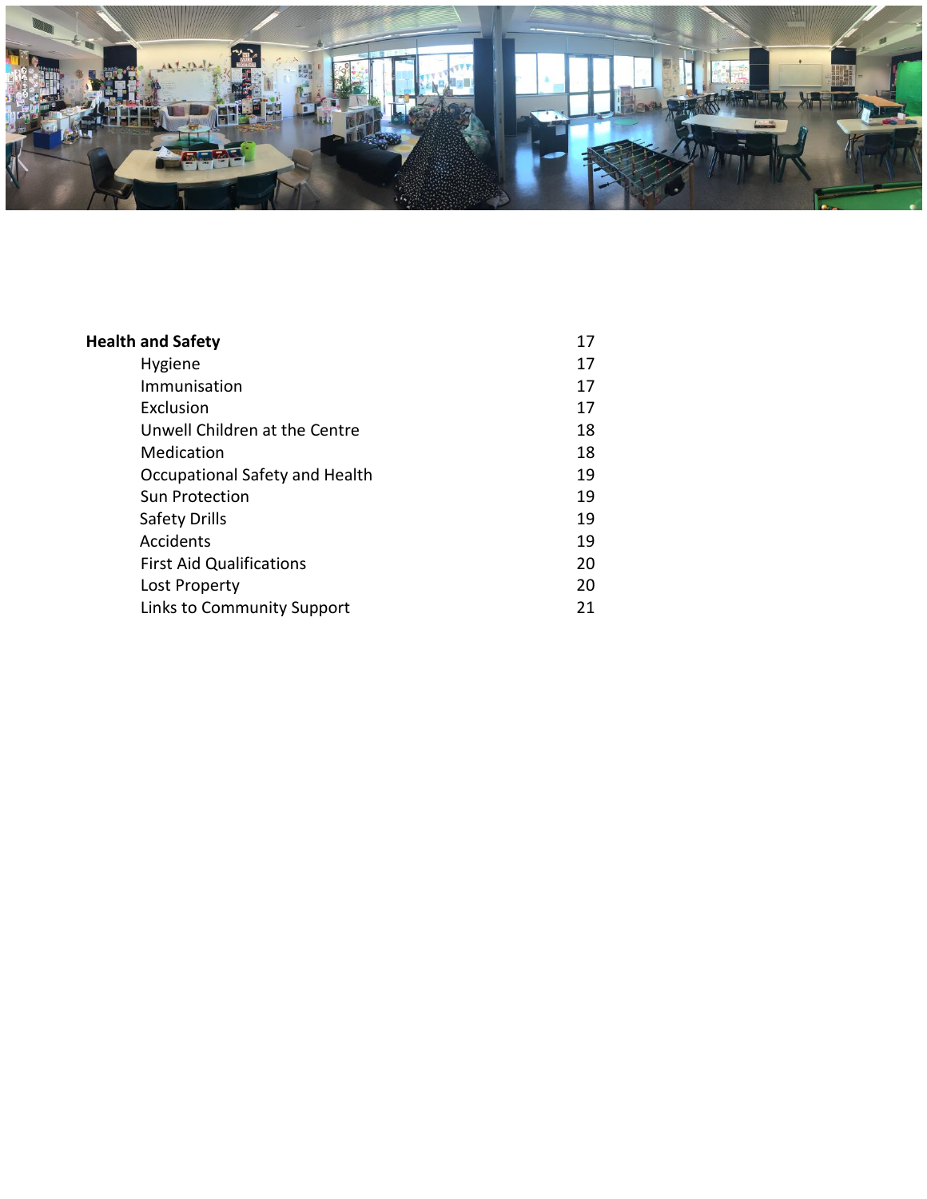| | |
|---|---|
| **Health and Safety** | 17 |
| Hygiene | 17 |
| Immunisation | 17 |
| Exclusion | 17 |
| Unwell Children at the Centre | 18 |
| Medication | 18 |
| Occupational Safety and Health | 19 |
| Sun Protection | 19 |
| Safety Drills | 19 |
| Accidents | 19 |
| First Aid Qualifications | 20 |
| Lost Property | 20 |
| Links to Community Support | 21 |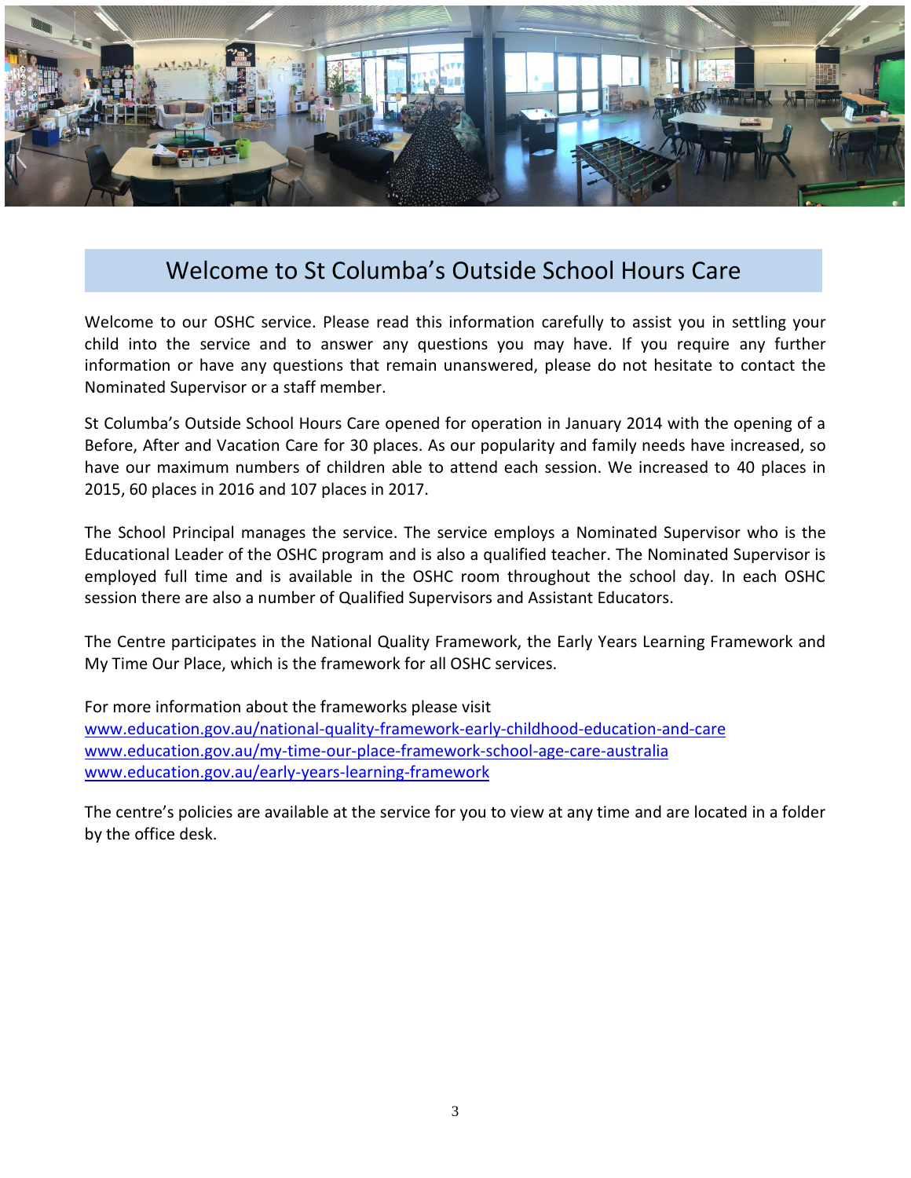# Welcome to St Columba's Outside School Hours Care

Welcome to our OSHC service. Please read this information carefully to assist you in settling your child into the service and to answer any questions you may have. If you require any further information or have any questions that remain unanswered, please do not hesitate to contact the Nominated Supervisor or a staff member.

St Columba's Outside School Hours Care opened for operation in January 2014 with the opening of a Before, After and Vacation Care for 30 places. As our popularity and family needs have increased, so have our maximum numbers of children able to attend each session. We increased to 40 places in 2015, 60 places in 2016 and 107 places in 2017.

The School Principal manages the service. The service employs a Nominated Supervisor who is the Educational Leader of the OSHC program and is also a qualified teacher. The Nominated Supervisor is employed full time and is available in the OSHC room throughout the school day. In each OSHC session there are also a number of Qualified Supervisors and Assistant Educators.

The Centre participates in the National Quality Framework, the Early Years Learning Framework and My Time Our Place, which is the framework for all OSHC services.

For more information about the frameworks please visit
www.education.gov.au/national-quality-framework-early-childhood-education-and-care
www.education.gov.au/my-time-our-place-framework-school-age-care-australia
www.education.gov.au/early-years-learning-framework

The centre's policies are available at the service for you to view at any time and are located in a folder by the office desk.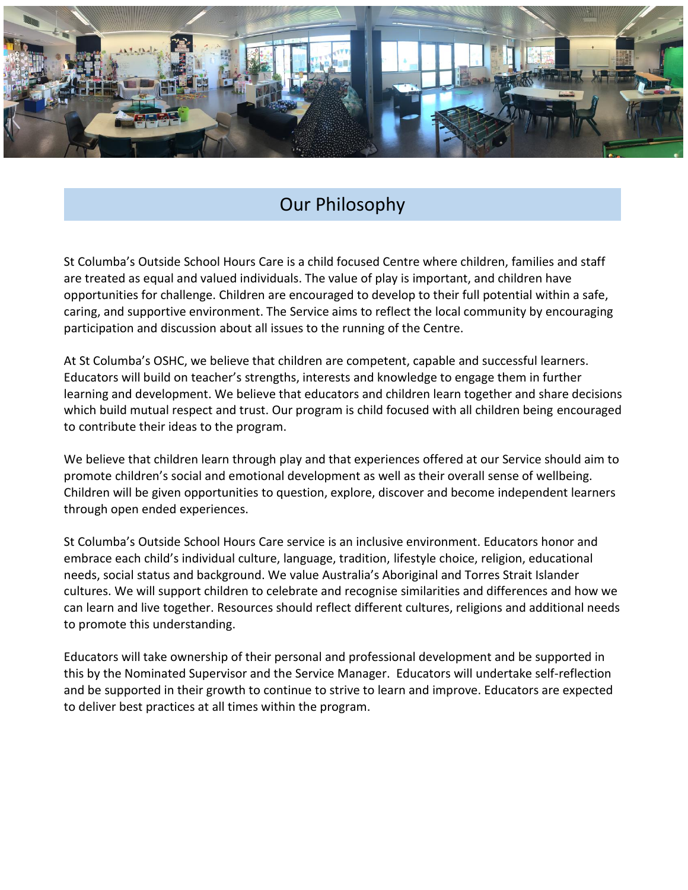## Our Philosophy

St Columba's Outside School Hours Care is a child focused Centre where children, families and staff are treated as equal and valued individuals. The value of play is important, and children have opportunities for challenge. Children are encouraged to develop to their full potential within a safe, caring, and supportive environment. The Service aims to reflect the local community by encouraging participation and discussion about all issues to the running of the Centre.

At St Columba's OSHC, we believe that children are competent, capable and successful learners. Educators will build on teacher's strengths, interests and knowledge to engage them in further learning and development. We believe that educators and children learn together and share decisions which build mutual respect and trust. Our program is child focused with all children being encouraged to contribute their ideas to the program.

We believe that children learn through play and that experiences offered at our Service should aim to promote children's social and emotional development as well as their overall sense of wellbeing. Children will be given opportunities to question, explore, discover and become independent learners through open ended experiences.

St Columba's Outside School Hours Care service is an inclusive environment. Educators honor and embrace each child's individual culture, language, tradition, lifestyle choice, religion, educational needs, social status and background. We value Australia's Aboriginal and Torres Strait Islander cultures. We will support children to celebrate and recognise similarities and differences and how we can learn and live together. Resources should reflect different cultures, religions and additional needs to promote this understanding.

Educators will take ownership of their personal and professional development and be supported in this by the Nominated Supervisor and the Service Manager. Educators will undertake self-reflection and be supported in their growth to continue to strive to learn and improve. Educators are expected to deliver best practices at all times within the program.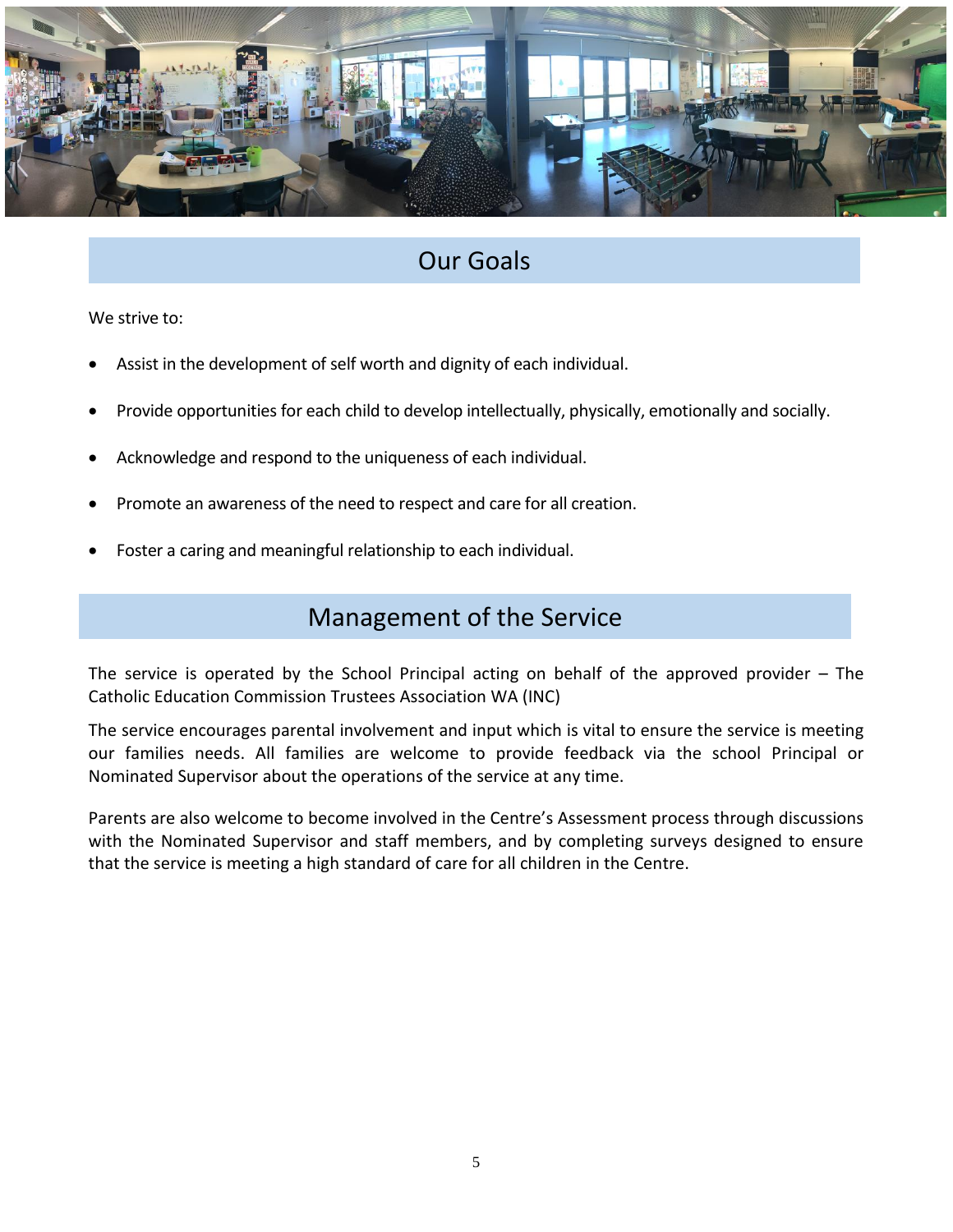## Our Goals

We strive to:

- Assist in the development of self worth and dignity of each individual.
- Provide opportunities for each child to develop intellectually, physically, emotionally and socially.
- Acknowledge and respond to the uniqueness of each individual.
- Promote an awareness of the need to respect and care for all creation.
- Foster a caring and meaningful relationship to each individual.

## Management of the Service

The service is operated by the School Principal acting on behalf of the approved provider – The Catholic Education Commission Trustees Association WA (INC)

The service encourages parental involvement and input which is vital to ensure the service is meeting our families needs. All families are welcome to provide feedback via the school Principal or Nominated Supervisor about the operations of the service at any time.

Parents are also welcome to become involved in the Centre's Assessment process through discussions with the Nominated Supervisor and staff members, and by completing surveys designed to ensure that the service is meeting a high standard of care for all children in the Centre.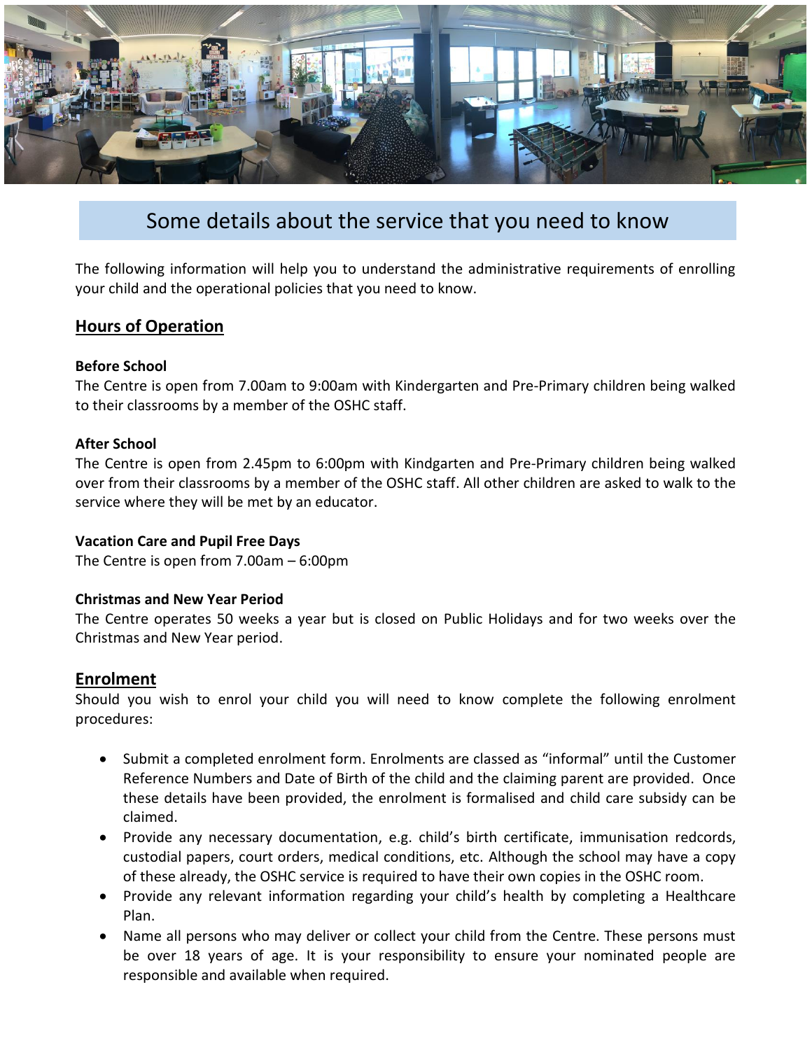## Some details about the service that you need to know

The following information will help you to understand the administrative requirements of enrolling your child and the operational policies that you need to know.

### Hours of Operation

**Before School**

The Centre is open from 7.00am to 9:00am with Kindergarten and Pre-Primary children being walked to their classrooms by a member of the OSHC staff.

**After School**

The Centre is open from 2.45pm to 6:00pm with Kindgarten and Pre-Primary children being walked over from their classrooms by a member of the OSHC staff. All other children are asked to walk to the service where they will be met by an educator.

**Vacation Care and Pupil Free Days**

The Centre is open from 7.00am – 6:00pm

**Christmas and New Year Period**

The Centre operates 50 weeks a year but is closed on Public Holidays and for two weeks over the Christmas and New Year period.

### Enrolment

Should you wish to enrol your child you will need to know complete the following enrolment procedures:

- Submit a completed enrolment form. Enrolments are classed as "informal" until the Customer Reference Numbers and Date of Birth of the child and the claiming parent are provided. Once these details have been provided, the enrolment is formalised and child care subsidy can be claimed.
- Provide any necessary documentation, e.g. child's birth certificate, immunisation redcords, custodial papers, court orders, medical conditions, etc. Although the school may have a copy of these already, the OSHC service is required to have their own copies in the OSHC room.
- Provide any relevant information regarding your child's health by completing a Healthcare Plan.
- Name all persons who may deliver or collect your child from the Centre. These persons must be over 18 years of age. It is your responsibility to ensure your nominated people are responsible and available when required.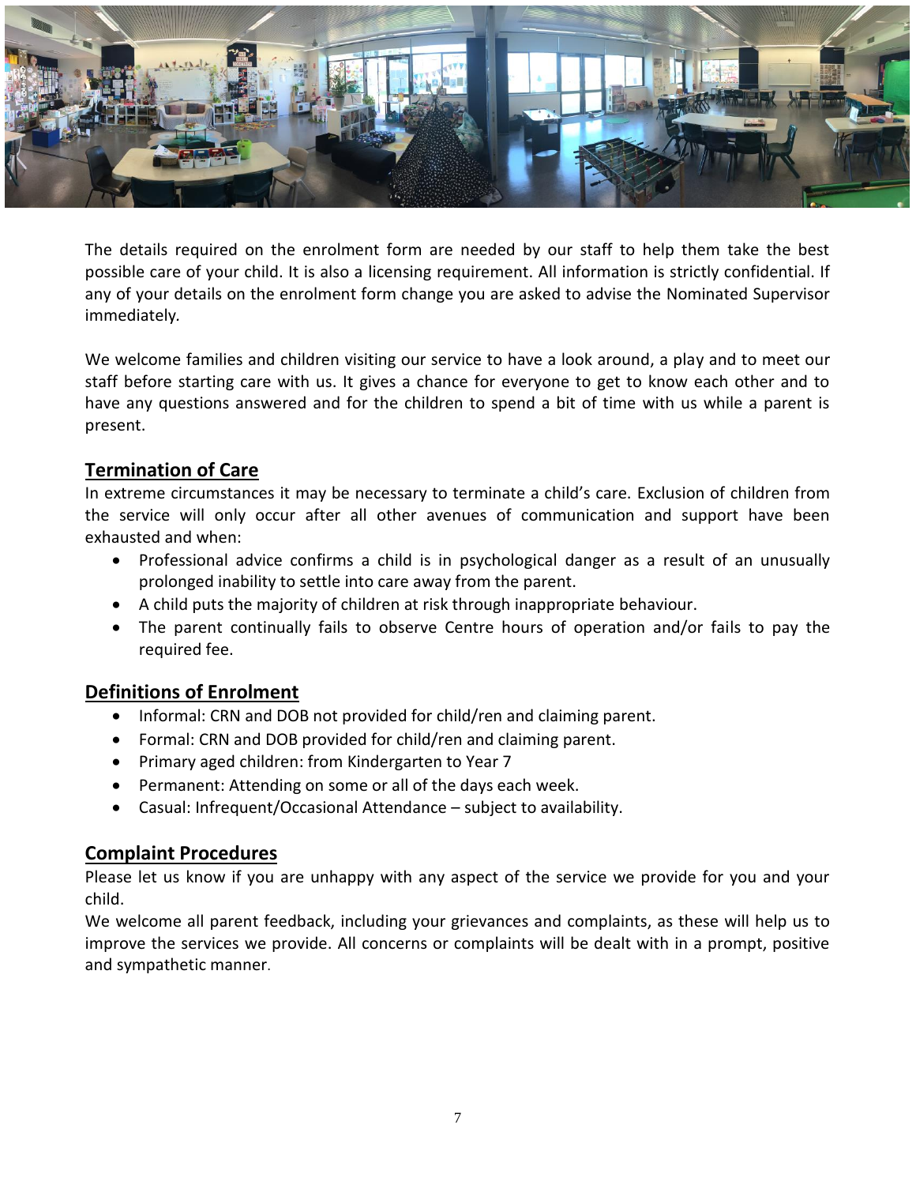The details required on the enrolment form are needed by our staff to help them take the best possible care of your child. It is also a licensing requirement. All information is strictly confidential. If any of your details on the enrolment form change you are asked to advise the Nominated Supervisor immediately.

We welcome families and children visiting our service to have a look around, a play and to meet our staff before starting care with us. It gives a chance for everyone to get to know each other and to have any questions answered and for the children to spend a bit of time with us while a parent is present.

## Termination of Care

In extreme circumstances it may be necessary to terminate a child's care. Exclusion of children from the service will only occur after all other avenues of communication and support have been exhausted and when:

- Professional advice confirms a child is in psychological danger as a result of an unusually prolonged inability to settle into care away from the parent.
- A child puts the majority of children at risk through inappropriate behaviour.
- The parent continually fails to observe Centre hours of operation and/or fails to pay the required fee.

## Definitions of Enrolment

- Informal: CRN and DOB not provided for child/ren and claiming parent.
- Formal: CRN and DOB provided for child/ren and claiming parent.
- Primary aged children: from Kindergarten to Year 7
- Permanent: Attending on some or all of the days each week.
- Casual: Infrequent/Occasional Attendance – subject to availability.

## Complaint Procedures

Please let us know if you are unhappy with any aspect of the service we provide for you and your child.

We welcome all parent feedback, including your grievances and complaints, as these will help us to improve the services we provide. All concerns or complaints will be dealt with in a prompt, positive and sympathetic manner.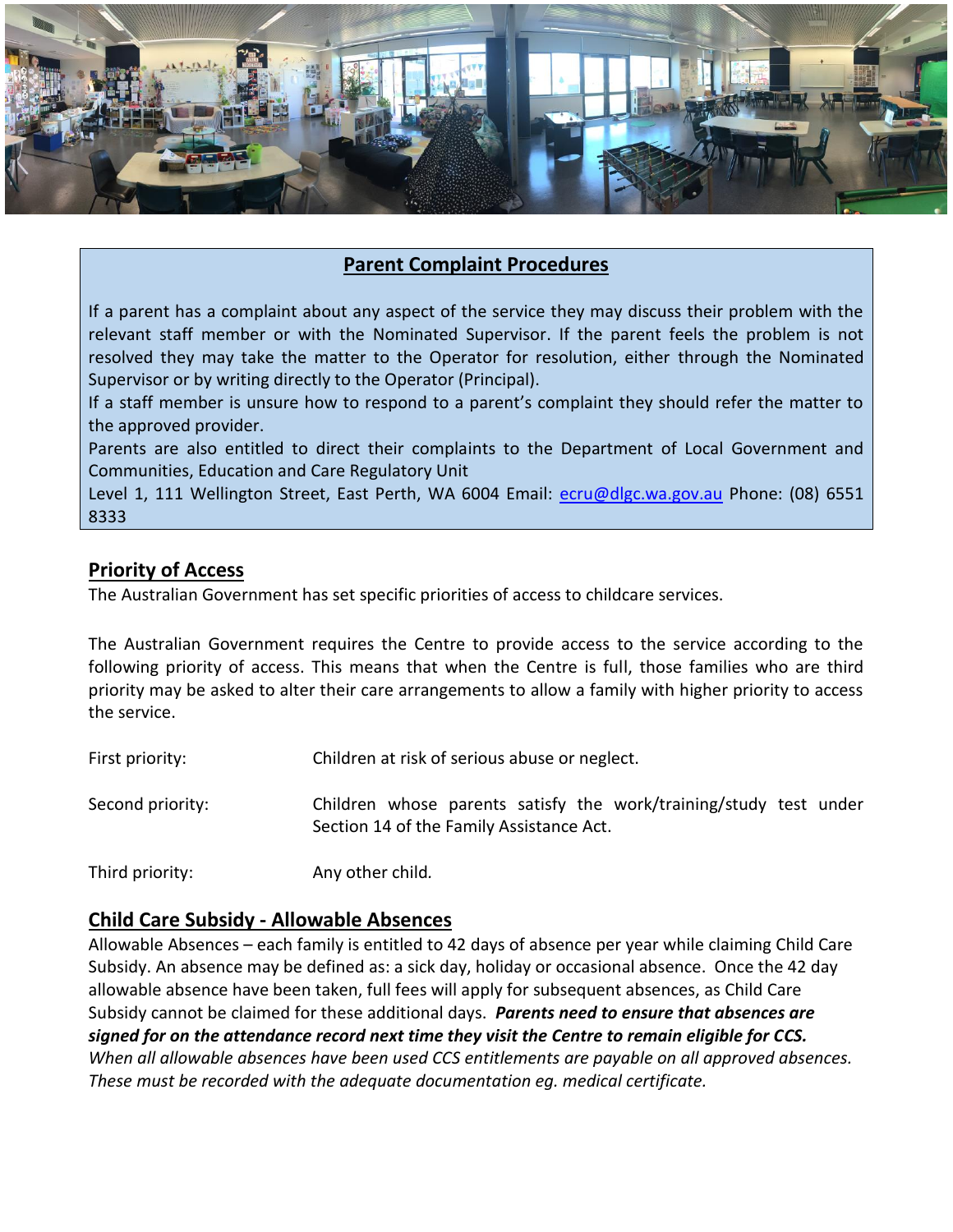## Parent Complaint Procedures

If a parent has a complaint about any aspect of the service they may discuss their problem with the relevant staff member or with the Nominated Supervisor. If the parent feels the problem is not resolved they may take the matter to the Operator for resolution, either through the Nominated Supervisor or by writing directly to the Operator (Principal).

If a staff member is unsure how to respond to a parent's complaint they should refer the matter to the approved provider.

Parents are also entitled to direct their complaints to the Department of Local Government and Communities, Education and Care Regulatory Unit

Level 1, 111 Wellington Street, East Perth, WA 6004 Email: ecru@dlgc.wa.gov.au Phone: (08) 6551 8333

## Priority of Access

The Australian Government has set specific priorities of access to childcare services.

The Australian Government requires the Centre to provide access to the service according to the following priority of access. This means that when the Centre is full, those families who are third priority may be asked to alter their care arrangements to allow a family with higher priority to access the service.

| | |
|---|---|
| First priority: | Children at risk of serious abuse or neglect. |
| Second priority: | Children whose parents satisfy the work/training/study test under Section 14 of the Family Assistance Act. |
| Third priority: | Any other child. |

## Child Care Subsidy - Allowable Absences

Allowable Absences – each family is entitled to 42 days of absence per year while claiming Child Care Subsidy. An absence may be defined as: a sick day, holiday or occasional absence. Once the 42 day allowable absence have been taken, full fees will apply for subsequent absences, as Child Care Subsidy cannot be claimed for these additional days. ***Parents need to ensure that absences are signed for on the attendance record next time they visit the Centre to remain eligible for CCS.***

*When all allowable absences have been used CCS entitlements are payable on all approved absences. These must be recorded with the adequate documentation eg. medical certificate.*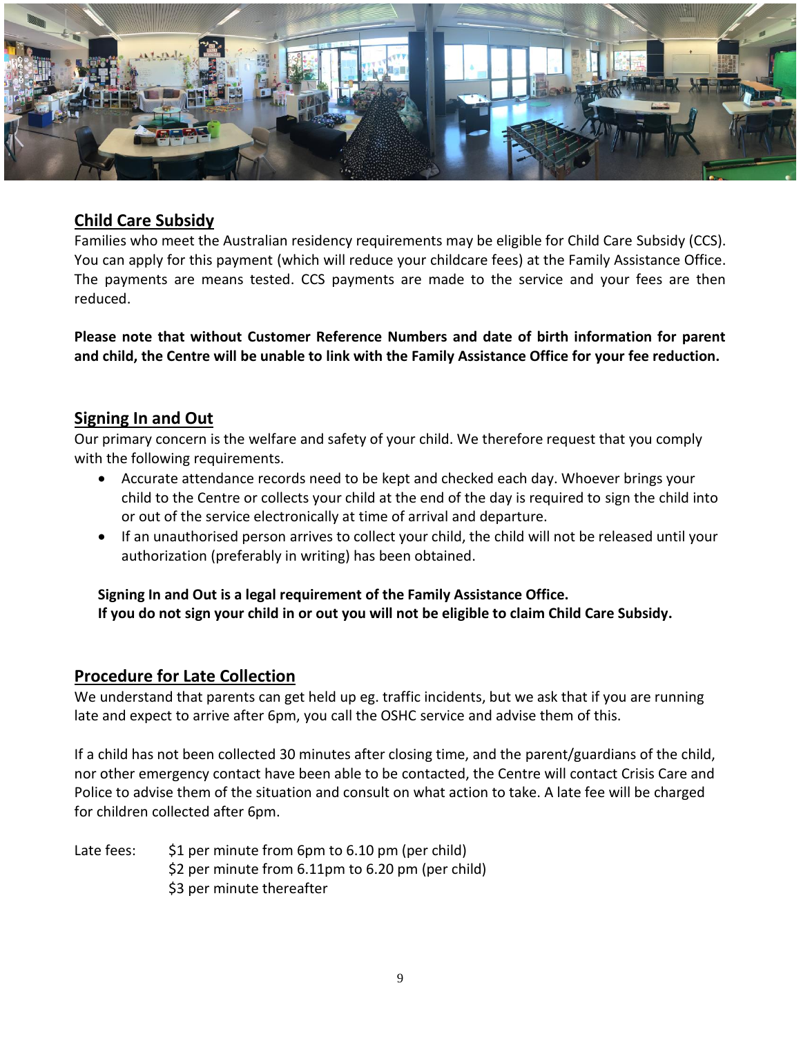## Child Care Subsidy

Families who meet the Australian residency requirements may be eligible for Child Care Subsidy (CCS). You can apply for this payment (which will reduce your childcare fees) at the Family Assistance Office. The payments are means tested. CCS payments are made to the service and your fees are then reduced.

**Please note that without Customer Reference Numbers and date of birth information for parent and child, the Centre will be unable to link with the Family Assistance Office for your fee reduction.**

## Signing In and Out

Our primary concern is the welfare and safety of your child. We therefore request that you comply with the following requirements.

- Accurate attendance records need to be kept and checked each day. Whoever brings your child to the Centre or collects your child at the end of the day is required to sign the child into or out of the service electronically at time of arrival and departure.
- If an unauthorised person arrives to collect your child, the child will not be released until your authorization (preferably in writing) has been obtained.

**Signing In and Out is a legal requirement of the Family Assistance Office.**
**If you do not sign your child in or out you will not be eligible to claim Child Care Subsidy.**

## Procedure for Late Collection

We understand that parents can get held up eg. traffic incidents, but we ask that if you are running late and expect to arrive after 6pm, you call the OSHC service and advise them of this.

If a child has not been collected 30 minutes after closing time, and the parent/guardians of the child, nor other emergency contact have been able to be contacted, the Centre will contact Crisis Care and Police to advise them of the situation and consult on what action to take. A late fee will be charged for children collected after 6pm.

Late fees: $1 per minute from 6pm to 6.10 pm (per child)
$2 per minute from 6.11pm to 6.20 pm (per child)
$3 per minute thereafter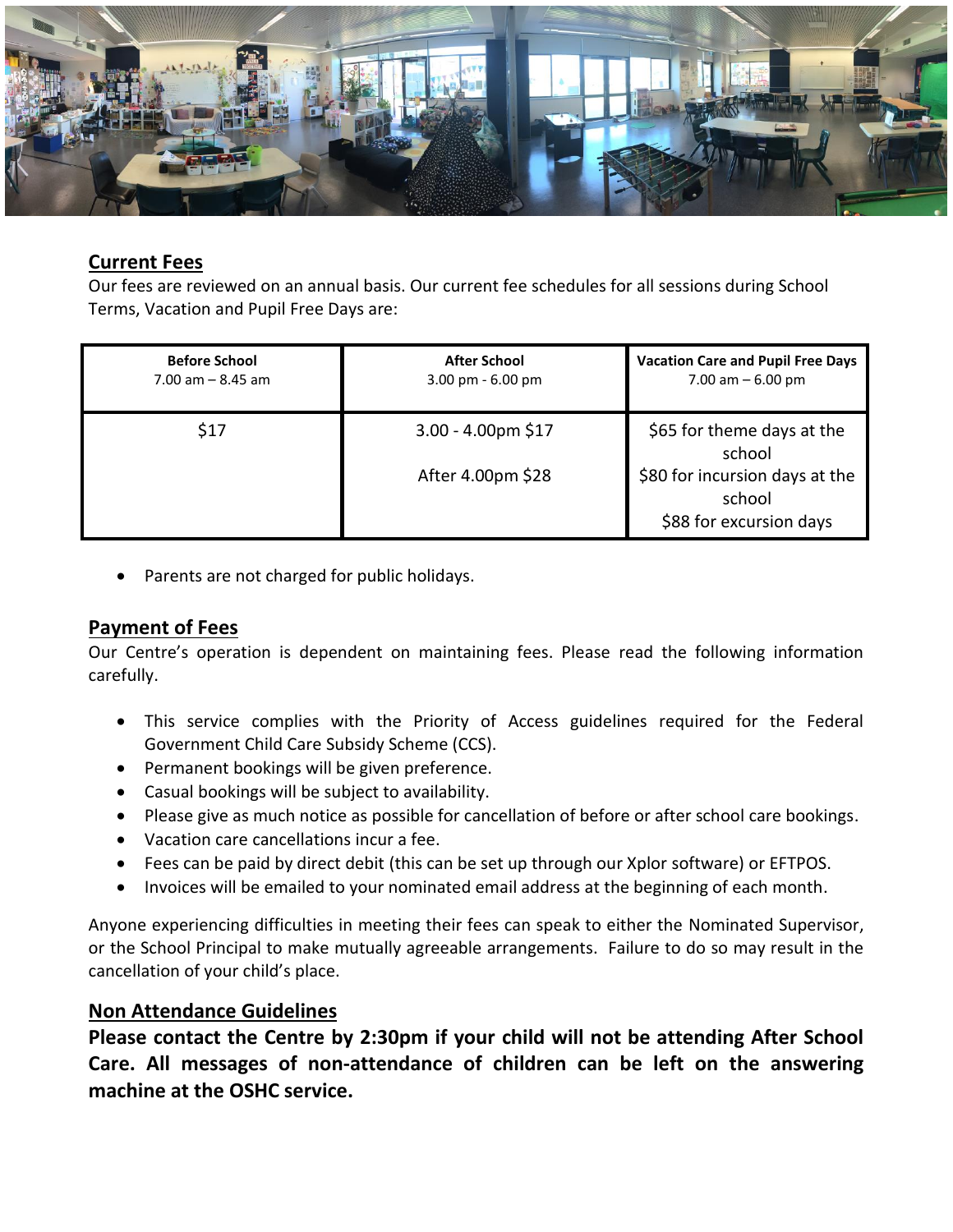## Current Fees

Our fees are reviewed on an annual basis. Our current fee schedules for all sessions during School Terms, Vacation and Pupil Free Days are:

| **Before School** 7.00 am – 8.45 am | **After School** 3.00 pm - 6.00 pm | **Vacation Care and Pupil Free Days** 7.00 am – 6.00 pm |
|---|---|---|
| $17 | 3.00 - 4.00pm $17<br><br>After 4.00pm $28 | $65 for theme days at the school<br>$80 for incursion days at the school<br>$88 for excursion days |

- Parents are not charged for public holidays.

## Payment of Fees

Our Centre's operation is dependent on maintaining fees. Please read the following information carefully.

- This service complies with the Priority of Access guidelines required for the Federal Government Child Care Subsidy Scheme (CCS).
- Permanent bookings will be given preference.
- Casual bookings will be subject to availability.
- Please give as much notice as possible for cancellation of before or after school care bookings.
- Vacation care cancellations incur a fee.
- Fees can be paid by direct debit (this can be set up through our Xplor software) or EFTPOS.
- Invoices will be emailed to your nominated email address at the beginning of each month.

Anyone experiencing difficulties in meeting their fees can speak to either the Nominated Supervisor, or the School Principal to make mutually agreeable arrangements. Failure to do so may result in the cancellation of your child's place.

## Non Attendance Guidelines

**Please contact the Centre by 2:30pm if your child will not be attending After School Care. All messages of non-attendance of children can be left on the answering machine at the OSHC service.**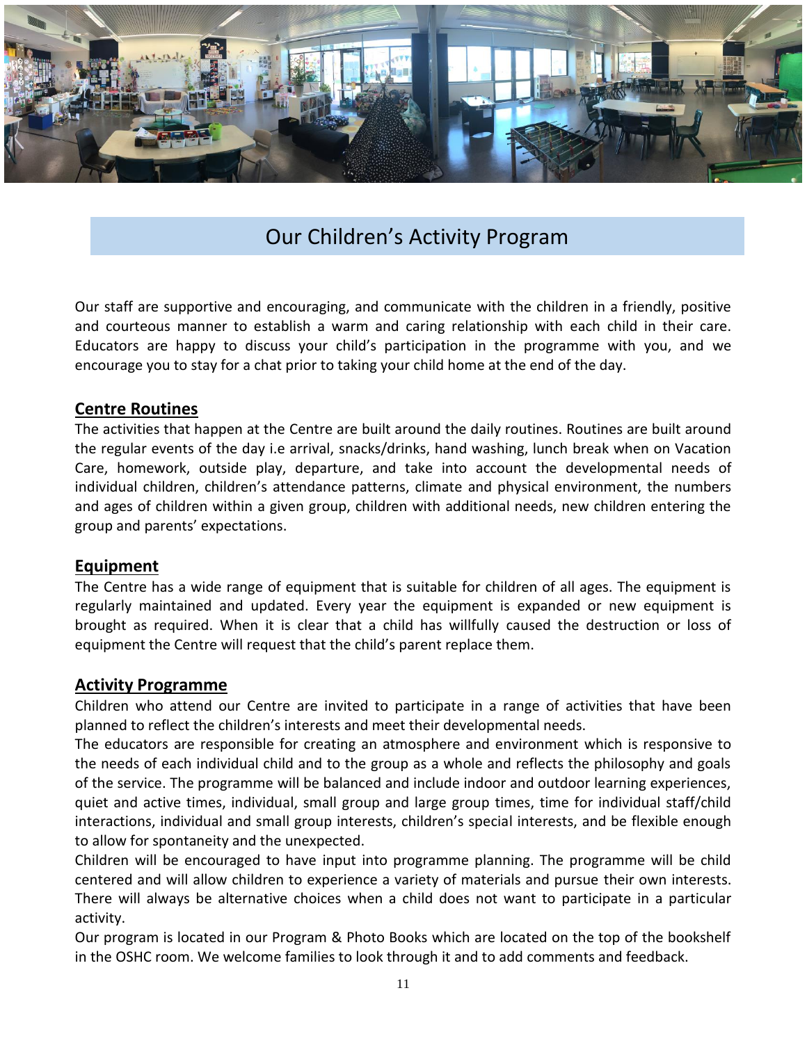# Our Children's Activity Program

Our staff are supportive and encouraging, and communicate with the children in a friendly, positive and courteous manner to establish a warm and caring relationship with each child in their care. Educators are happy to discuss your child's participation in the programme with you, and we encourage you to stay for a chat prior to taking your child home at the end of the day.

## Centre Routines

The activities that happen at the Centre are built around the daily routines. Routines are built around the regular events of the day i.e arrival, snacks/drinks, hand washing, lunch break when on Vacation Care, homework, outside play, departure, and take into account the developmental needs of individual children, children's attendance patterns, climate and physical environment, the numbers and ages of children within a given group, children with additional needs, new children entering the group and parents' expectations.

## Equipment

The Centre has a wide range of equipment that is suitable for children of all ages. The equipment is regularly maintained and updated. Every year the equipment is expanded or new equipment is brought as required. When it is clear that a child has willfully caused the destruction or loss of equipment the Centre will request that the child's parent replace them.

## Activity Programme

Children who attend our Centre are invited to participate in a range of activities that have been planned to reflect the children's interests and meet their developmental needs.

The educators are responsible for creating an atmosphere and environment which is responsive to the needs of each individual child and to the group as a whole and reflects the philosophy and goals of the service. The programme will be balanced and include indoor and outdoor learning experiences, quiet and active times, individual, small group and large group times, time for individual staff/child interactions, individual and small group interests, children's special interests, and be flexible enough to allow for spontaneity and the unexpected.

Children will be encouraged to have input into programme planning. The programme will be child centered and will allow children to experience a variety of materials and pursue their own interests. There will always be alternative choices when a child does not want to participate in a particular activity.

Our program is located in our Program & Photo Books which are located on the top of the bookshelf in the OSHC room. We welcome families to look through it and to add comments and feedback.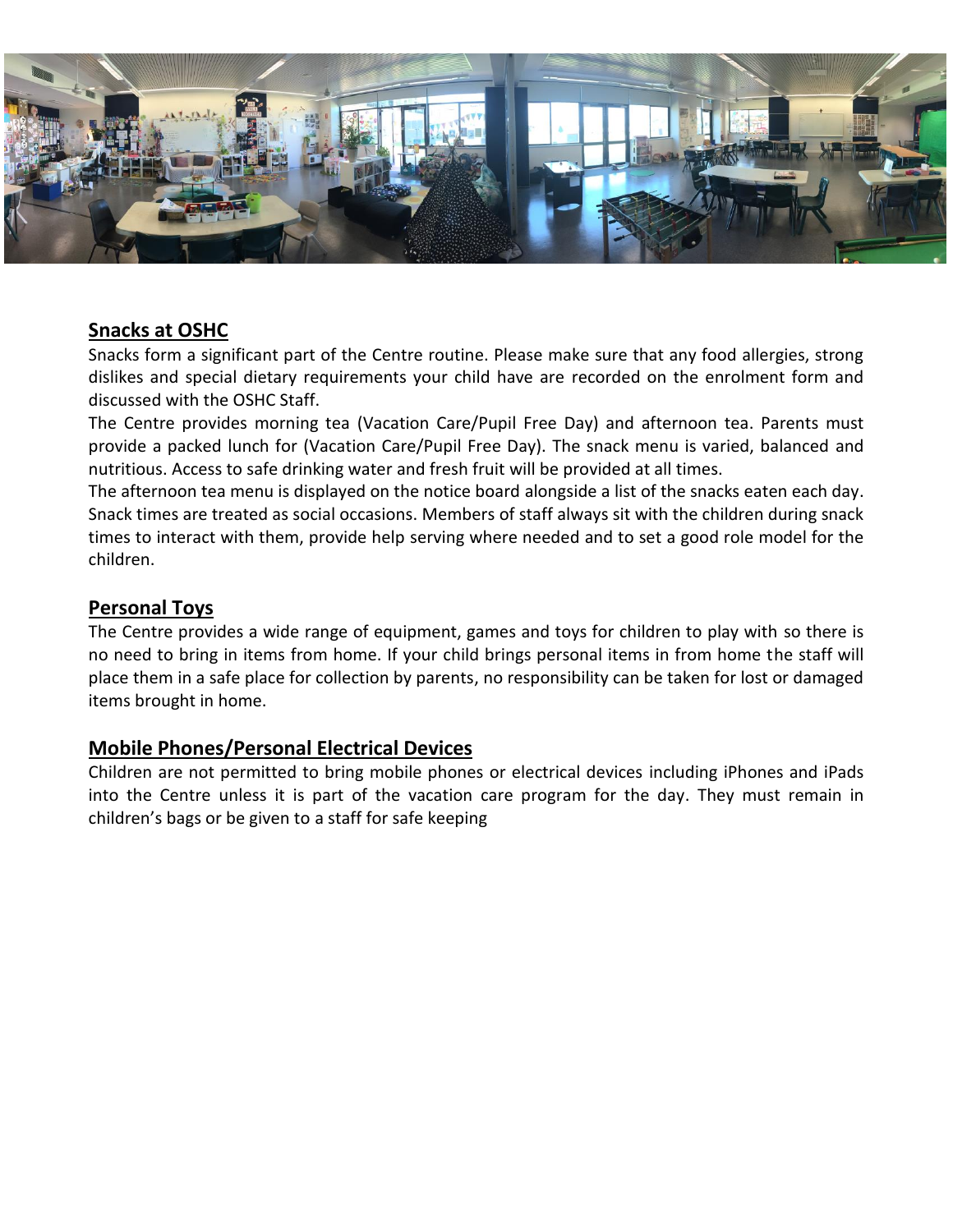## Snacks at OSHC

Snacks form a significant part of the Centre routine. Please make sure that any food allergies, strong dislikes and special dietary requirements your child have are recorded on the enrolment form and discussed with the OSHC Staff.

The Centre provides morning tea (Vacation Care/Pupil Free Day) and afternoon tea. Parents must provide a packed lunch for (Vacation Care/Pupil Free Day). The snack menu is varied, balanced and nutritious. Access to safe drinking water and fresh fruit will be provided at all times.

The afternoon tea menu is displayed on the notice board alongside a list of the snacks eaten each day. Snack times are treated as social occasions. Members of staff always sit with the children during snack times to interact with them, provide help serving where needed and to set a good role model for the children.

## Personal Toys

The Centre provides a wide range of equipment, games and toys for children to play with so there is no need to bring in items from home. If your child brings personal items in from home the staff will place them in a safe place for collection by parents, no responsibility can be taken for lost or damaged items brought in home.

## Mobile Phones/Personal Electrical Devices

Children are not permitted to bring mobile phones or electrical devices including iPhones and iPads into the Centre unless it is part of the vacation care program for the day. They must remain in children's bags or be given to a staff for safe keeping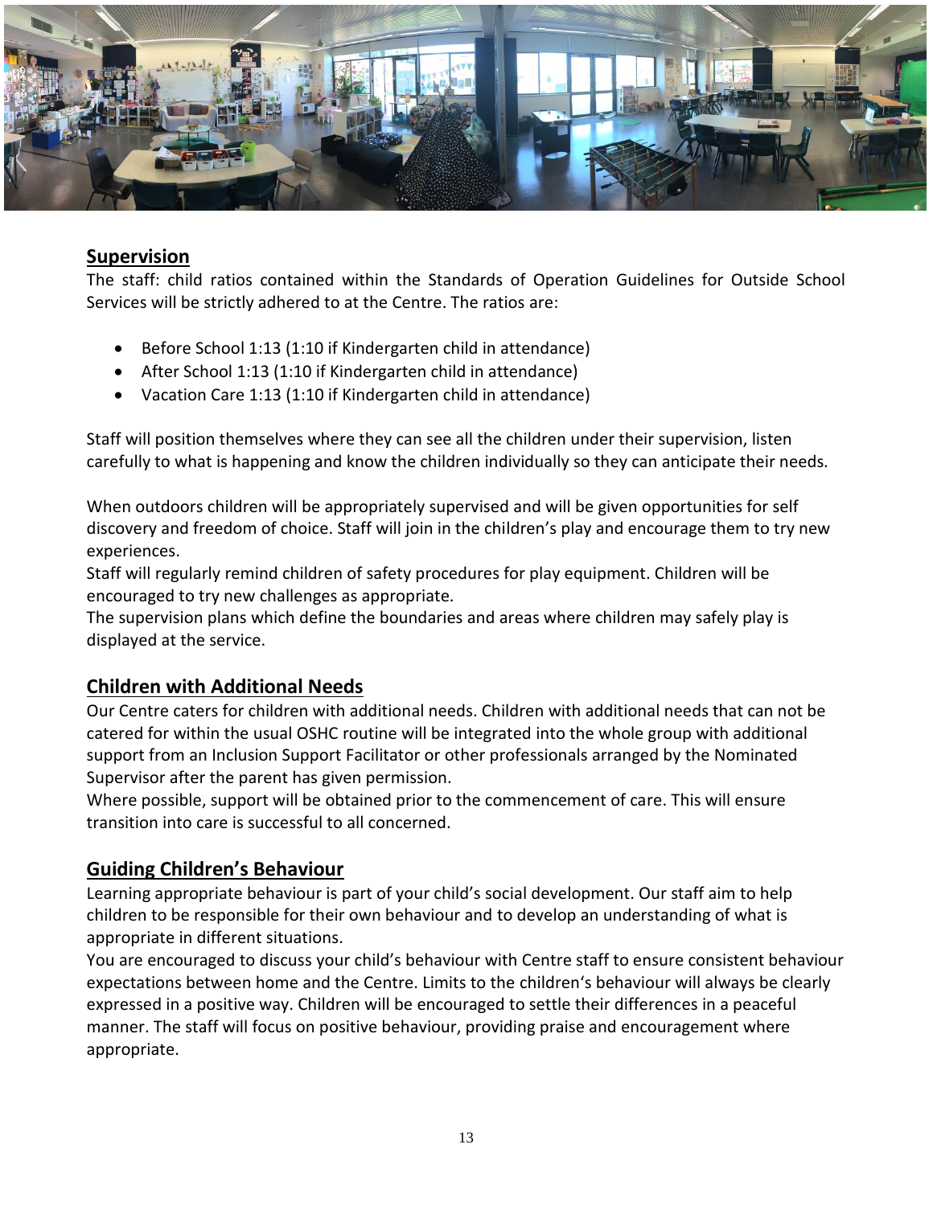## Supervision

The staff: child ratios contained within the Standards of Operation Guidelines for Outside School Services will be strictly adhered to at the Centre. The ratios are:

- Before School 1:13 (1:10 if Kindergarten child in attendance)
- After School 1:13 (1:10 if Kindergarten child in attendance)
- Vacation Care 1:13 (1:10 if Kindergarten child in attendance)

Staff will position themselves where they can see all the children under their supervision, listen carefully to what is happening and know the children individually so they can anticipate their needs.

When outdoors children will be appropriately supervised and will be given opportunities for self discovery and freedom of choice. Staff will join in the children's play and encourage them to try new experiences.
Staff will regularly remind children of safety procedures for play equipment. Children will be encouraged to try new challenges as appropriate.
The supervision plans which define the boundaries and areas where children may safely play is displayed at the service.

## Children with Additional Needs

Our Centre caters for children with additional needs. Children with additional needs that can not be catered for within the usual OSHC routine will be integrated into the whole group with additional support from an Inclusion Support Facilitator or other professionals arranged by the Nominated Supervisor after the parent has given permission.
Where possible, support will be obtained prior to the commencement of care. This will ensure transition into care is successful to all concerned.

## Guiding Children's Behaviour

Learning appropriate behaviour is part of your child's social development. Our staff aim to help children to be responsible for their own behaviour and to develop an understanding of what is appropriate in different situations.
You are encouraged to discuss your child's behaviour with Centre staff to ensure consistent behaviour expectations between home and the Centre. Limits to the children's behaviour will always be clearly expressed in a positive way. Children will be encouraged to settle their differences in a peaceful manner. The staff will focus on positive behaviour, providing praise and encouragement where appropriate.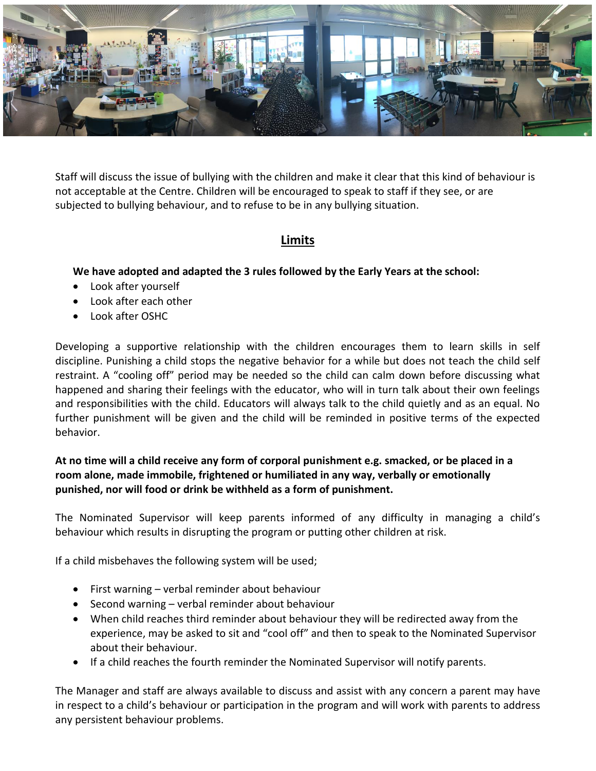Staff will discuss the issue of bullying with the children and make it clear that this kind of behaviour is not acceptable at the Centre. Children will be encouraged to speak to staff if they see, or are subjected to bullying behaviour, and to refuse to be in any bullying situation.

## Limits

**We have adopted and adapted the 3 rules followed by the Early Years at the school:**

- Look after yourself
- Look after each other
- Look after OSHC

Developing a supportive relationship with the children encourages them to learn skills in self discipline. Punishing a child stops the negative behavior for a while but does not teach the child self restraint. A "cooling off" period may be needed so the child can calm down before discussing what happened and sharing their feelings with the educator, who will in turn talk about their own feelings and responsibilities with the child. Educators will always talk to the child quietly and as an equal. No further punishment will be given and the child will be reminded in positive terms of the expected behavior.

**At no time will a child receive any form of corporal punishment e.g. smacked, or be placed in a room alone, made immobile, frightened or humiliated in any way, verbally or emotionally punished, nor will food or drink be withheld as a form of punishment.**

The Nominated Supervisor will keep parents informed of any difficulty in managing a child's behaviour which results in disrupting the program or putting other children at risk.

If a child misbehaves the following system will be used;

- First warning – verbal reminder about behaviour
- Second warning – verbal reminder about behaviour
- When child reaches third reminder about behaviour they will be redirected away from the experience, may be asked to sit and "cool off" and then to speak to the Nominated Supervisor about their behaviour.
- If a child reaches the fourth reminder the Nominated Supervisor will notify parents.

The Manager and staff are always available to discuss and assist with any concern a parent may have in respect to a child's behaviour or participation in the program and will work with parents to address any persistent behaviour problems.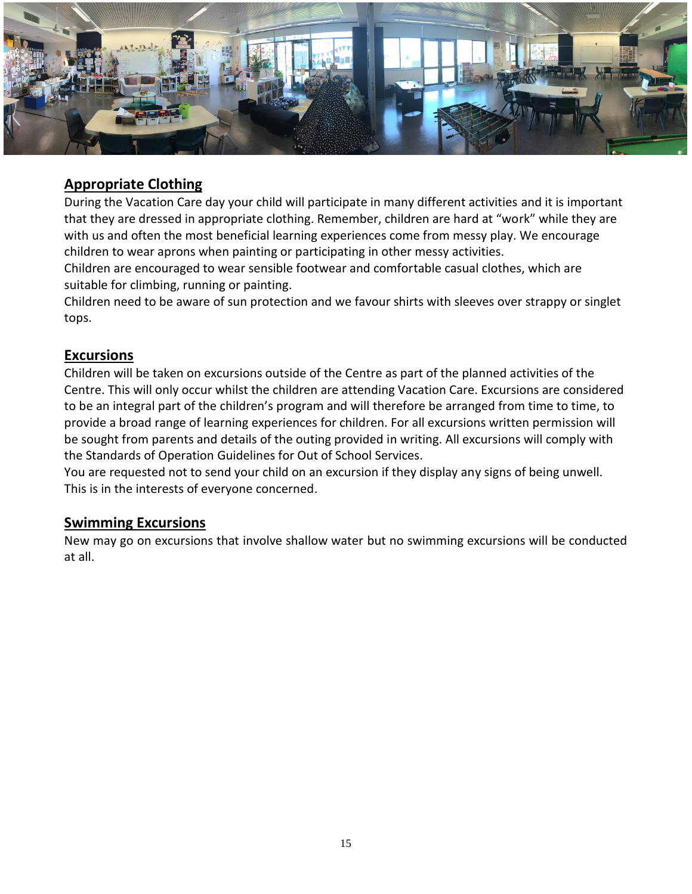## Appropriate Clothing

During the Vacation Care day your child will participate in many different activities and it is important that they are dressed in appropriate clothing. Remember, children are hard at "work" while they are with us and often the most beneficial learning experiences come from messy play. We encourage children to wear aprons when painting or participating in other messy activities.

Children are encouraged to wear sensible footwear and comfortable casual clothes, which are suitable for climbing, running or painting.

Children need to be aware of sun protection and we favour shirts with sleeves over strappy or singlet tops.

## Excursions

Children will be taken on excursions outside of the Centre as part of the planned activities of the Centre. This will only occur whilst the children are attending Vacation Care. Excursions are considered to be an integral part of the children's program and will therefore be arranged from time to time, to provide a broad range of learning experiences for children. For all excursions written permission will be sought from parents and details of the outing provided in writing. All excursions will comply with the Standards of Operation Guidelines for Out of School Services.

You are requested not to send your child on an excursion if they display any signs of being unwell. This is in the interests of everyone concerned.

## Swimming Excursions

New may go on excursions that involve shallow water but no swimming excursions will be conducted at all.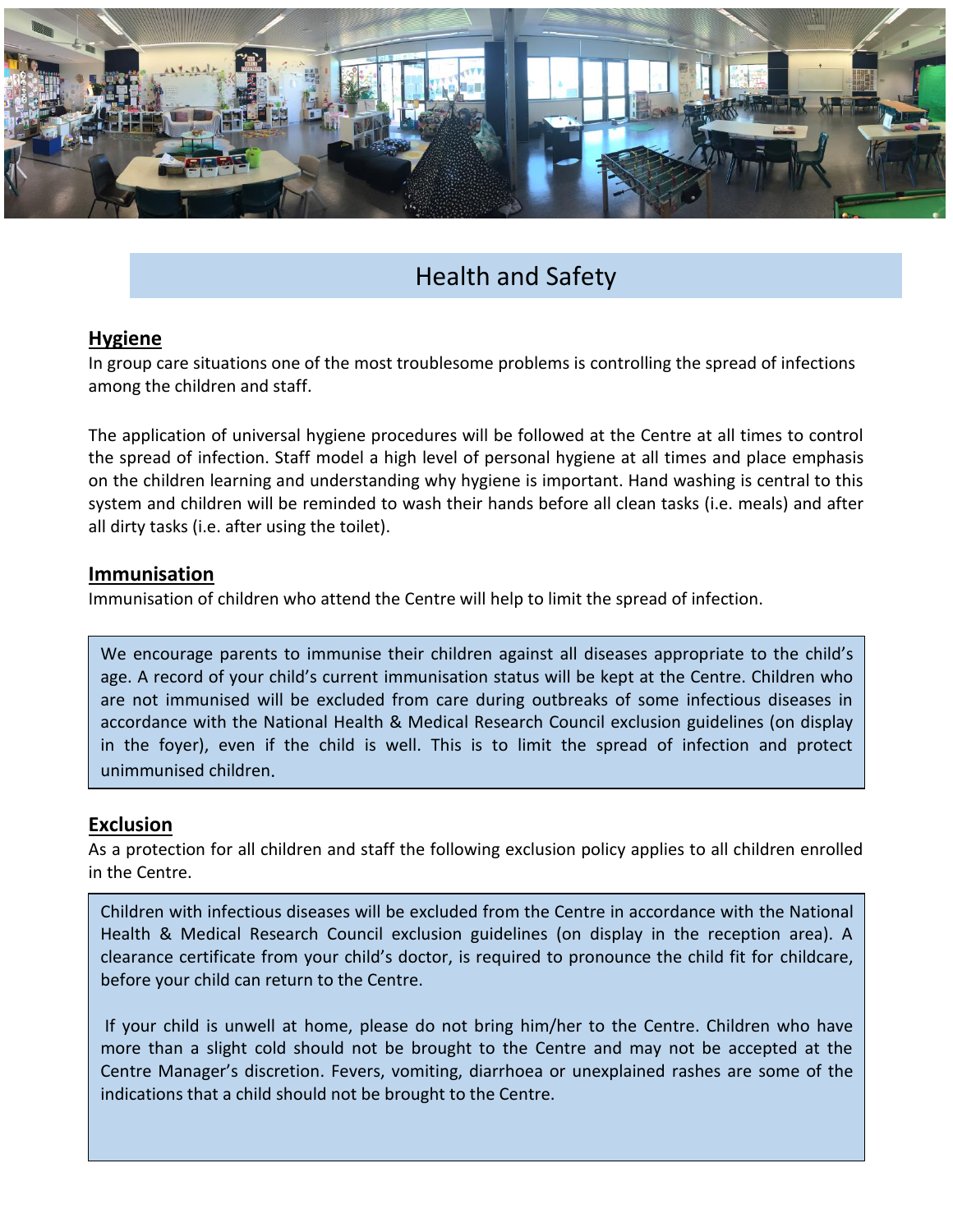# Health and Safety

## Hygiene

In group care situations one of the most troublesome problems is controlling the spread of infections among the children and staff.

The application of universal hygiene procedures will be followed at the Centre at all times to control the spread of infection. Staff model a high level of personal hygiene at all times and place emphasis on the children learning and understanding why hygiene is important. Hand washing is central to this system and children will be reminded to wash their hands before all clean tasks (i.e. meals) and after all dirty tasks (i.e. after using the toilet).

## Immunisation

Immunisation of children who attend the Centre will help to limit the spread of infection.

We encourage parents to immunise their children against all diseases appropriate to the child's age. A record of your child's current immunisation status will be kept at the Centre. Children who are not immunised will be excluded from care during outbreaks of some infectious diseases in accordance with the National Health & Medical Research Council exclusion guidelines (on display in the foyer), even if the child is well. This is to limit the spread of infection and protect unimmunised children.

## Exclusion

As a protection for all children and staff the following exclusion policy applies to all children enrolled in the Centre.

Children with infectious diseases will be excluded from the Centre in accordance with the National Health & Medical Research Council exclusion guidelines (on display in the reception area). A clearance certificate from your child's doctor, is required to pronounce the child fit for childcare, before your child can return to the Centre.

If your child is unwell at home, please do not bring him/her to the Centre. Children who have more than a slight cold should not be brought to the Centre and may not be accepted at the Centre Manager's discretion. Fevers, vomiting, diarrhoea or unexplained rashes are some of the indications that a child should not be brought to the Centre.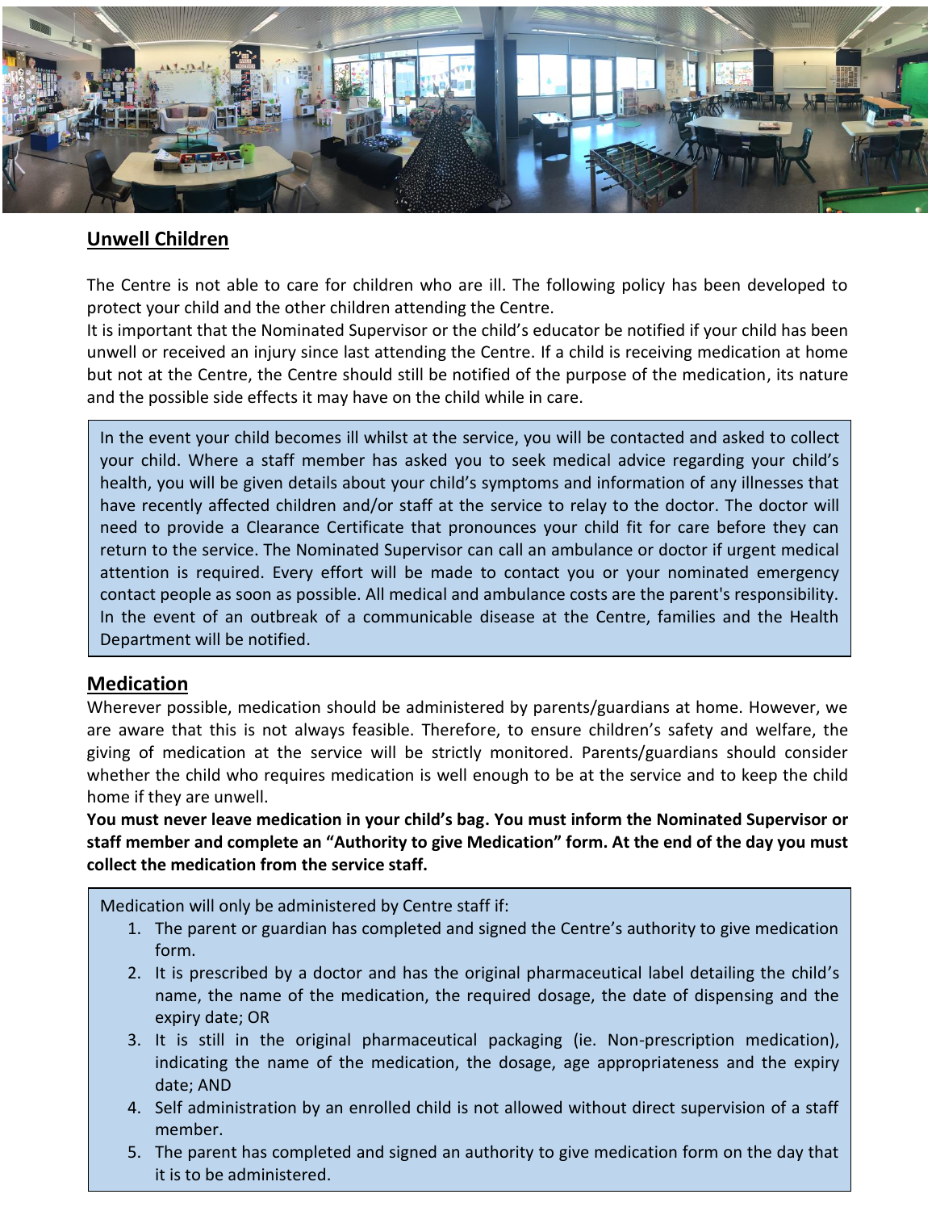## Unwell Children

The Centre is not able to care for children who are ill. The following policy has been developed to protect your child and the other children attending the Centre.
It is important that the Nominated Supervisor or the child's educator be notified if your child has been unwell or received an injury since last attending the Centre. If a child is receiving medication at home but not at the Centre, the Centre should still be notified of the purpose of the medication, its nature and the possible side effects it may have on the child while in care.

In the event your child becomes ill whilst at the service, you will be contacted and asked to collect your child. Where a staff member has asked you to seek medical advice regarding your child's health, you will be given details about your child's symptoms and information of any illnesses that have recently affected children and/or staff at the service to relay to the doctor. The doctor will need to provide a Clearance Certificate that pronounces your child fit for care before they can return to the service. The Nominated Supervisor can call an ambulance or doctor if urgent medical attention is required. Every effort will be made to contact you or your nominated emergency contact people as soon as possible. All medical and ambulance costs are the parent's responsibility. In the event of an outbreak of a communicable disease at the Centre, families and the Health Department will be notified.

## Medication

Wherever possible, medication should be administered by parents/guardians at home. However, we are aware that this is not always feasible. Therefore, to ensure children's safety and welfare, the giving of medication at the service will be strictly monitored. Parents/guardians should consider whether the child who requires medication is well enough to be at the service and to keep the child home if they are unwell.

**You must never leave medication in your child's bag. You must inform the Nominated Supervisor or staff member and complete an "Authority to give Medication" form. At the end of the day you must collect the medication from the service staff.**

Medication will only be administered by Centre staff if:

1. The parent or guardian has completed and signed the Centre's authority to give medication form.
2. It is prescribed by a doctor and has the original pharmaceutical label detailing the child's name, the name of the medication, the required dosage, the date of dispensing and the expiry date; OR
3. It is still in the original pharmaceutical packaging (ie. Non-prescription medication), indicating the name of the medication, the dosage, age appropriateness and the expiry date; AND
4. Self administration by an enrolled child is not allowed without direct supervision of a staff member.
5. The parent has completed and signed an authority to give medication form on the day that it is to be administered.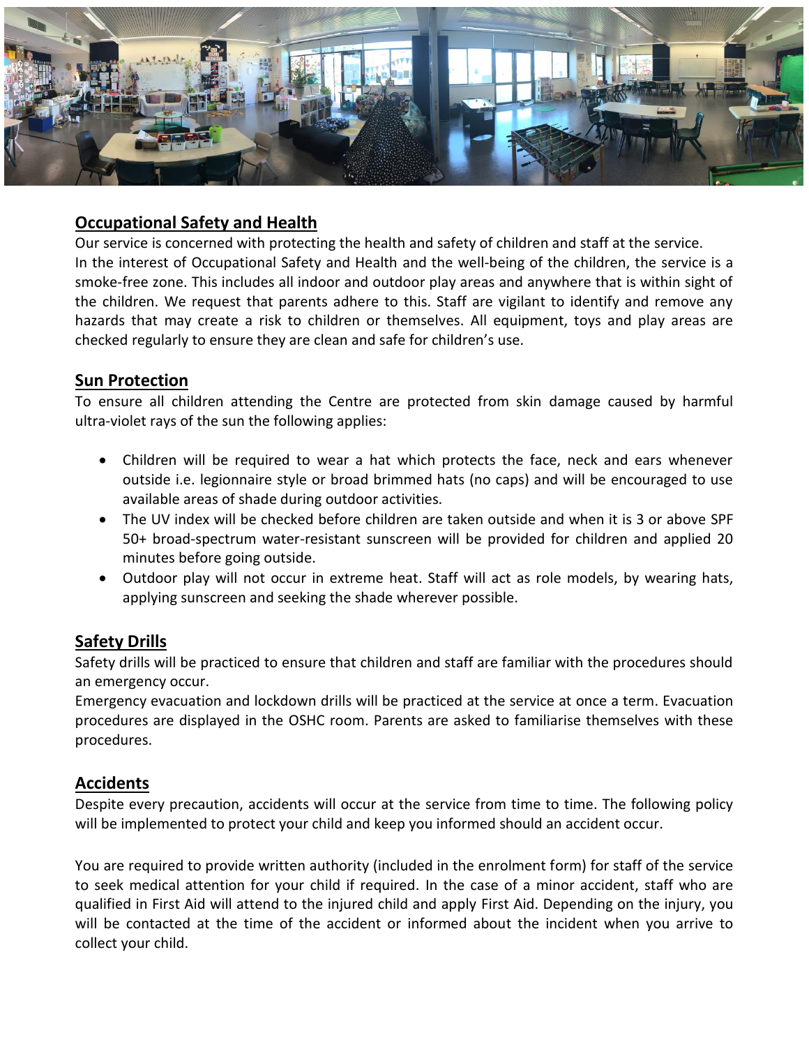## Occupational Safety and Health

Our service is concerned with protecting the health and safety of children and staff at the service.
In the interest of Occupational Safety and Health and the well-being of the children, the service is a smoke-free zone. This includes all indoor and outdoor play areas and anywhere that is within sight of the children. We request that parents adhere to this. Staff are vigilant to identify and remove any hazards that may create a risk to children or themselves. All equipment, toys and play areas are checked regularly to ensure they are clean and safe for children's use.

## Sun Protection

To ensure all children attending the Centre are protected from skin damage caused by harmful ultra-violet rays of the sun the following applies:

- Children will be required to wear a hat which protects the face, neck and ears whenever outside i.e. legionnaire style or broad brimmed hats (no caps) and will be encouraged to use available areas of shade during outdoor activities.
- The UV index will be checked before children are taken outside and when it is 3 or above SPF 50+ broad-spectrum water-resistant sunscreen will be provided for children and applied 20 minutes before going outside.
- Outdoor play will not occur in extreme heat. Staff will act as role models, by wearing hats, applying sunscreen and seeking the shade wherever possible.

## Safety Drills

Safety drills will be practiced to ensure that children and staff are familiar with the procedures should an emergency occur.
Emergency evacuation and lockdown drills will be practiced at the service at once a term. Evacuation procedures are displayed in the OSHC room. Parents are asked to familiarise themselves with these procedures.

## Accidents

Despite every precaution, accidents will occur at the service from time to time. The following policy will be implemented to protect your child and keep you informed should an accident occur.

You are required to provide written authority (included in the enrolment form) for staff of the service to seek medical attention for your child if required. In the case of a minor accident, staff who are qualified in First Aid will attend to the injured child and apply First Aid. Depending on the injury, you will be contacted at the time of the accident or informed about the incident when you arrive to collect your child.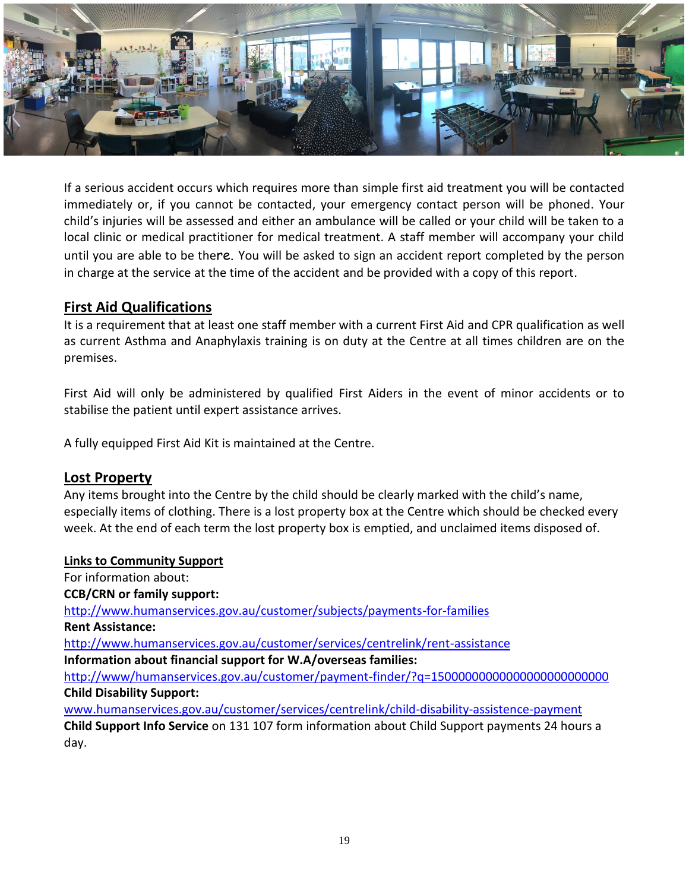If a serious accident occurs which requires more than simple first aid treatment you will be contacted immediately or, if you cannot be contacted, your emergency contact person will be phoned. Your child's injuries will be assessed and either an ambulance will be called or your child will be taken to a local clinic or medical practitioner for medical treatment. A staff member will accompany your child until you are able to be there. You will be asked to sign an accident report completed by the person in charge at the service at the time of the accident and be provided with a copy of this report.

## First Aid Qualifications

It is a requirement that at least one staff member with a current First Aid and CPR qualification as well as current Asthma and Anaphylaxis training is on duty at the Centre at all times children are on the premises.

First Aid will only be administered by qualified First Aiders in the event of minor accidents or to stabilise the patient until expert assistance arrives.

A fully equipped First Aid Kit is maintained at the Centre.

## Lost Property

Any items brought into the Centre by the child should be clearly marked with the child's name, especially items of clothing. There is a lost property box at the Centre which should be checked every week. At the end of each term the lost property box is emptied, and unclaimed items disposed of.

### Links to Community Support

For information about:

**CCB/CRN or family support:**
http://www.humanservices.gov.au/customer/subjects/payments-for-families

**Rent Assistance:**
http://www.humanservices.gov.au/customer/services/centrelink/rent-assistance

**Information about financial support for W.A/overseas families:**
http://www/humanservices.gov.au/customer/payment-finder/?q=1500000000000000000000000

**Child Disability Support:**
www.humanservices.gov.au/customer/services/centrelink/child-disability-assistence-payment

**Child Support Info Service** on 131 107 form information about Child Support payments 24 hours a day.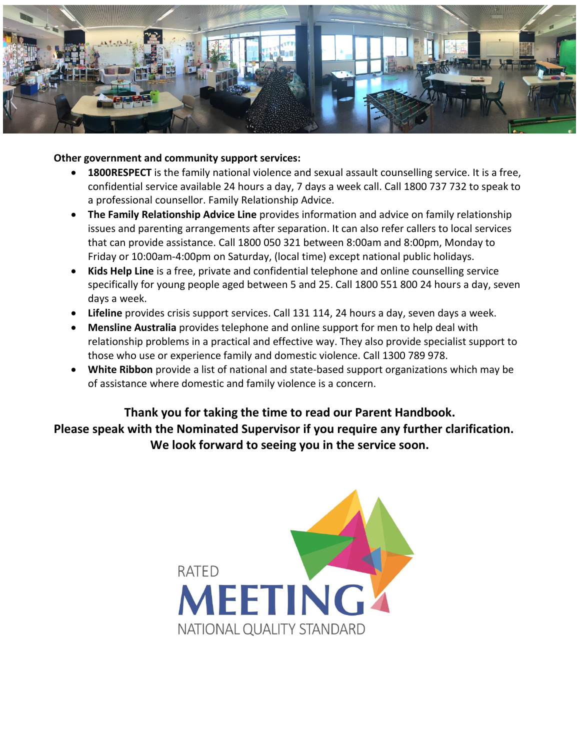**Other government and community support services:**

- **1800RESPECT** is the family national violence and sexual assault counselling service. It is a free, confidential service available 24 hours a day, 7 days a week call. Call 1800 737 732 to speak to a professional counsellor. Family Relationship Advice.
- **The Family Relationship Advice Line** provides information and advice on family relationship issues and parenting arrangements after separation. It can also refer callers to local services that can provide assistance. Call 1800 050 321 between 8:00am and 8:00pm, Monday to Friday or 10:00am-4:00pm on Saturday, (local time) except national public holidays.
- **Kids Help Line** is a free, private and confidential telephone and online counselling service specifically for young people aged between 5 and 25. Call 1800 551 800 24 hours a day, seven days a week.
- **Lifeline** provides crisis support services. Call 131 114, 24 hours a day, seven days a week.
- **Mensline Australia** provides telephone and online support for men to help deal with relationship problems in a practical and effective way. They also provide specialist support to those who use or experience family and domestic violence. Call 1300 789 978.
- **White Ribbon** provide a list of national and state-based support organizations which may be of assistance where domestic and family violence is a concern.

**Thank you for taking the time to read our Parent Handbook.**
**Please speak with the Nominated Supervisor if you require any further clarification.**
**We look forward to seeing you in the service soon.**

RATED
MEETING
NATIONAL QUALITY STANDARD